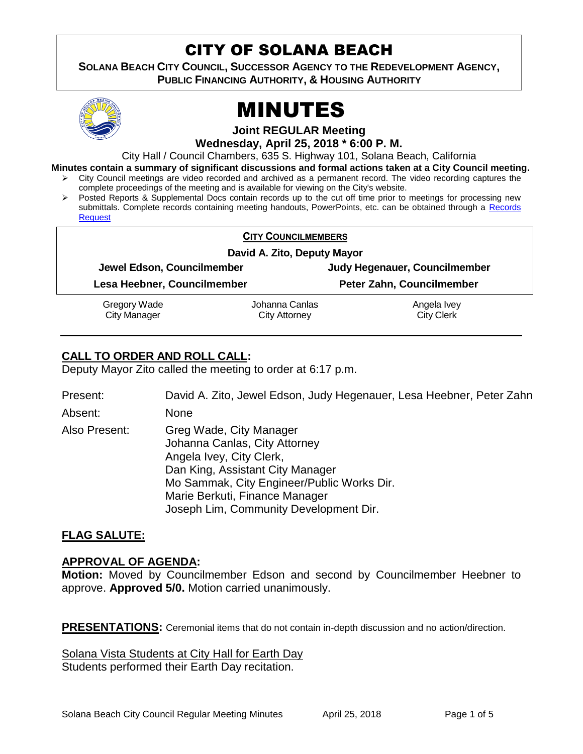# CITY OF SOLANA BEACH

**SOLANA BEACH CITY COUNCIL, SUCCESSOR AGENCY TO THE REDEVELOPMENT AGENCY, PUBLIC FINANCING AUTHORITY, & HOUSING AUTHORITY**

# MINUTES

**Joint REGULAR Meeting**
**Wednesday, April 25, 2018 * 6:00 P. M.**

City Hall / Council Chambers, 635 S. Highway 101, Solana Beach, California

**Minutes contain a summary of significant discussions and formal actions taken at a City Council meeting.**

- City Council meetings are video recorded and archived as a permanent record. The video recording captures the complete proceedings of the meeting and is available for viewing on the City's website.
- Posted Reports & Supplemental Docs contain records up to the cut off time prior to meetings for processing new submittals. Complete records containing meeting handouts, PowerPoints, etc. can be obtained through a Records Request

**CITY COUNCILMEMBERS**

**David A. Zito, Deputy Mayor**

| | |
|---|---|
| **Jewel Edson, Councilmember** | **Judy Hegenauer, Councilmember** |
| **Lesa Heebner, Councilmember** | **Peter Zahn, Councilmember** |

| | | |
|---|---|---|
| Gregory Wade<br>City Manager | Johanna Canlas<br>City Attorney | Angela Ivey<br>City Clerk |

## CALL TO ORDER AND ROLL CALL:

Deputy Mayor Zito called the meeting to order at 6:17 p.m.

Present: David A. Zito, Jewel Edson, Judy Hegenauer, Lesa Heebner, Peter Zahn

Absent: None

Also Present: Greg Wade, City Manager
Johanna Canlas, City Attorney
Angela Ivey, City Clerk,
Dan King, Assistant City Manager
Mo Sammak, City Engineer/Public Works Dir.
Marie Berkuti, Finance Manager
Joseph Lim, Community Development Dir.

## FLAG SALUTE:

## APPROVAL OF AGENDA:

**Motion:** Moved by Councilmember Edson and second by Councilmember Heebner to approve. **Approved 5/0.** Motion carried unanimously.

**PRESENTATIONS:** Ceremonial items that do not contain in-depth discussion and no action/direction.

Solana Vista Students at City Hall for Earth Day
Students performed their Earth Day recitation.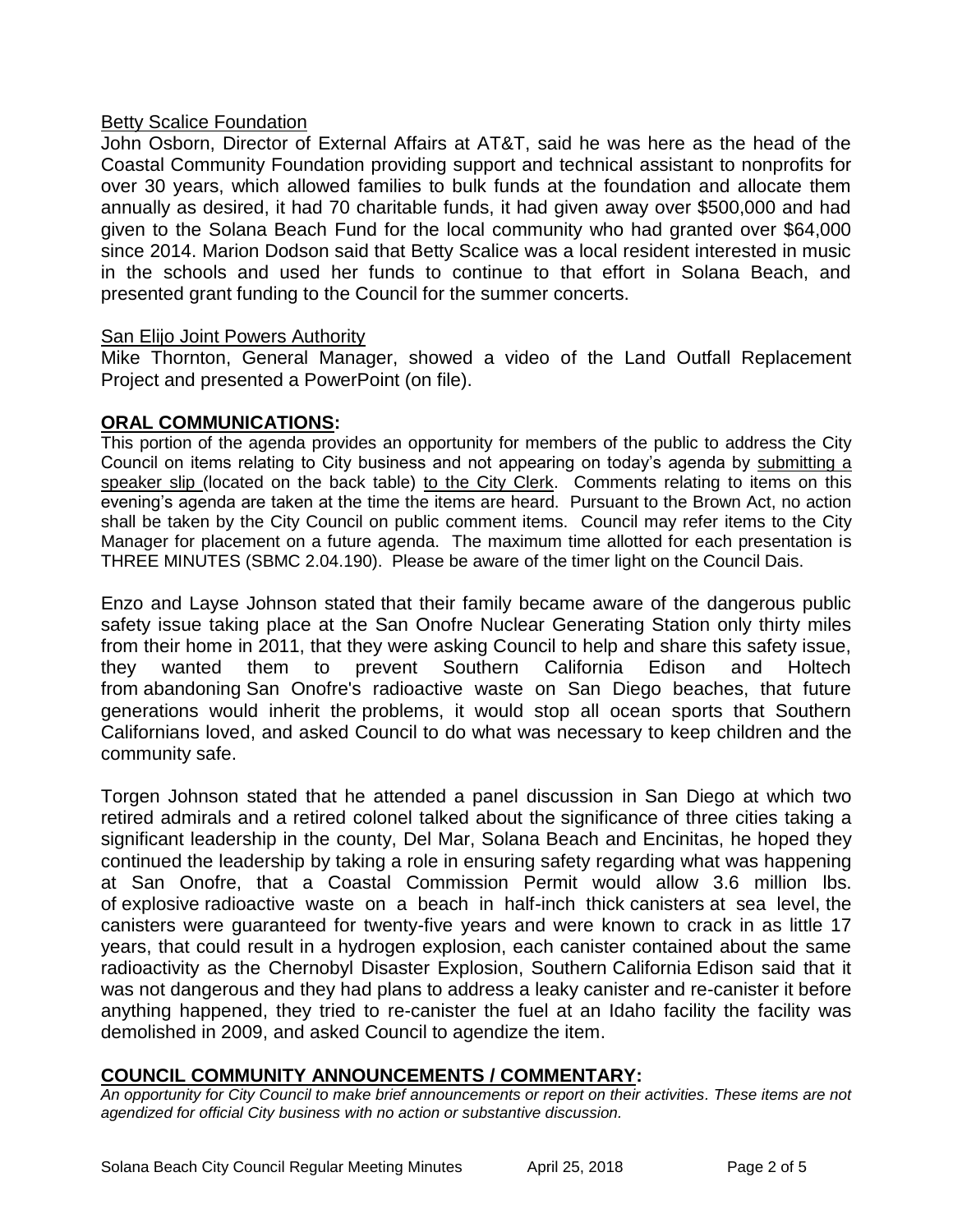Betty Scalice Foundation

John Osborn, Director of External Affairs at AT&T, said he was here as the head of the Coastal Community Foundation providing support and technical assistant to nonprofits for over 30 years, which allowed families to bulk funds at the foundation and allocate them annually as desired, it had 70 charitable funds, it had given away over $500,000 and had given to the Solana Beach Fund for the local community who had granted over $64,000 since 2014. Marion Dodson said that Betty Scalice was a local resident interested in music in the schools and used her funds to continue to that effort in Solana Beach, and presented grant funding to the Council for the summer concerts.

San Elijo Joint Powers Authority

Mike Thornton, General Manager, showed a video of the Land Outfall Replacement Project and presented a PowerPoint (on file).

## ORAL COMMUNICATIONS:

This portion of the agenda provides an opportunity for members of the public to address the City Council on items relating to City business and not appearing on today's agenda by submitting a speaker slip (located on the back table) to the City Clerk. Comments relating to items on this evening's agenda are taken at the time the items are heard. Pursuant to the Brown Act, no action shall be taken by the City Council on public comment items. Council may refer items to the City Manager for placement on a future agenda. The maximum time allotted for each presentation is THREE MINUTES (SBMC 2.04.190). Please be aware of the timer light on the Council Dais.

Enzo and Layse Johnson stated that their family became aware of the dangerous public safety issue taking place at the San Onofre Nuclear Generating Station only thirty miles from their home in 2011, that they were asking Council to help and share this safety issue, they wanted them to prevent Southern California Edison and Holtech from abandoning San Onofre's radioactive waste on San Diego beaches, that future generations would inherit the problems, it would stop all ocean sports that Southern Californians loved, and asked Council to do what was necessary to keep children and the community safe.

Torgen Johnson stated that he attended a panel discussion in San Diego at which two retired admirals and a retired colonel talked about the significance of three cities taking a significant leadership in the county, Del Mar, Solana Beach and Encinitas, he hoped they continued the leadership by taking a role in ensuring safety regarding what was happening at San Onofre, that a Coastal Commission Permit would allow 3.6 million lbs. of explosive radioactive waste on a beach in half-inch thick canisters at sea level, the canisters were guaranteed for twenty-five years and were known to crack in as little 17 years, that could result in a hydrogen explosion, each canister contained about the same radioactivity as the Chernobyl Disaster Explosion, Southern California Edison said that it was not dangerous and they had plans to address a leaky canister and re-canister it before anything happened, they tried to re-canister the fuel at an Idaho facility the facility was demolished in 2009, and asked Council to agendize the item.

## COUNCIL COMMUNITY ANNOUNCEMENTS / COMMENTARY:

*An opportunity for City Council to make brief announcements or report on their activities. These items are not agendized for official City business with no action or substantive discussion.*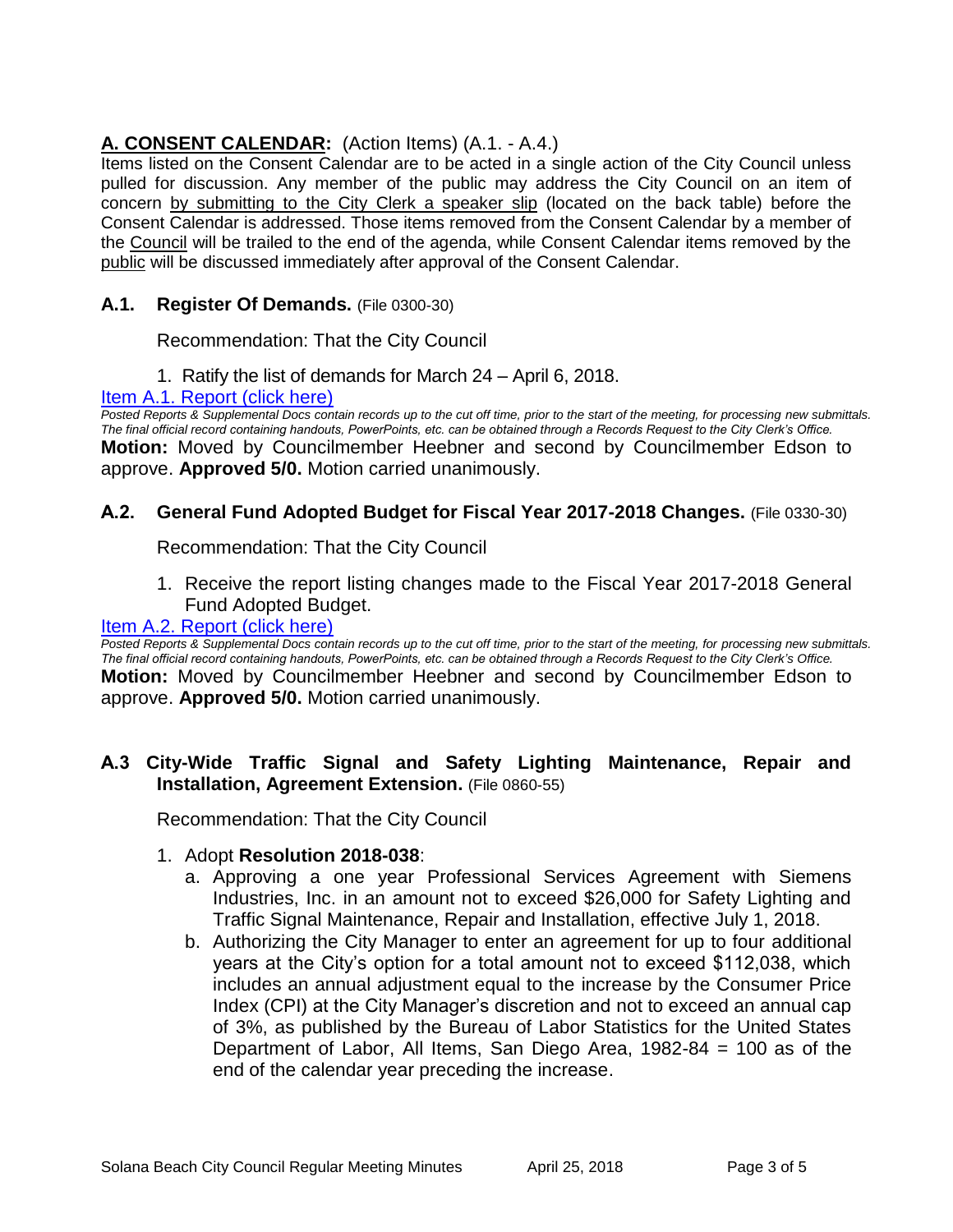## **A. CONSENT CALENDAR:** (Action Items) (A.1. - A.4.)

Items listed on the Consent Calendar are to be acted in a single action of the City Council unless pulled for discussion. Any member of the public may address the City Council on an item of concern by submitting to the City Clerk a speaker slip (located on the back table) before the Consent Calendar is addressed. Those items removed from the Consent Calendar by a member of the Council will be trailed to the end of the agenda, while Consent Calendar items removed by the public will be discussed immediately after approval of the Consent Calendar.

### **A.1. Register Of Demands.** (File 0300-30)

Recommendation: That the City Council

1. Ratify the list of demands for March 24 – April 6, 2018.

Item A.1. Report (click here)

*Posted Reports & Supplemental Docs contain records up to the cut off time, prior to the start of the meeting, for processing new submittals. The final official record containing handouts, PowerPoints, etc. can be obtained through a Records Request to the City Clerk's Office.*

**Motion:** Moved by Councilmember Heebner and second by Councilmember Edson to approve. **Approved 5/0.** Motion carried unanimously.

### **A.2. General Fund Adopted Budget for Fiscal Year 2017-2018 Changes.** (File 0330-30)

Recommendation: That the City Council

1. Receive the report listing changes made to the Fiscal Year 2017-2018 General Fund Adopted Budget.

Item A.2. Report (click here)

*Posted Reports & Supplemental Docs contain records up to the cut off time, prior to the start of the meeting, for processing new submittals. The final official record containing handouts, PowerPoints, etc. can be obtained through a Records Request to the City Clerk's Office.*

**Motion:** Moved by Councilmember Heebner and second by Councilmember Edson to approve. **Approved 5/0.** Motion carried unanimously.

### **A.3 City-Wide Traffic Signal and Safety Lighting Maintenance, Repair and Installation, Agreement Extension.** (File 0860-55)

Recommendation: That the City Council

1. Adopt **Resolution 2018-038**:
   a. Approving a one year Professional Services Agreement with Siemens Industries, Inc. in an amount not to exceed $26,000 for Safety Lighting and Traffic Signal Maintenance, Repair and Installation, effective July 1, 2018.
   b. Authorizing the City Manager to enter an agreement for up to four additional years at the City's option for a total amount not to exceed $112,038, which includes an annual adjustment equal to the increase by the Consumer Price Index (CPI) at the City Manager's discretion and not to exceed an annual cap of 3%, as published by the Bureau of Labor Statistics for the United States Department of Labor, All Items, San Diego Area, 1982-84 = 100 as of the end of the calendar year preceding the increase.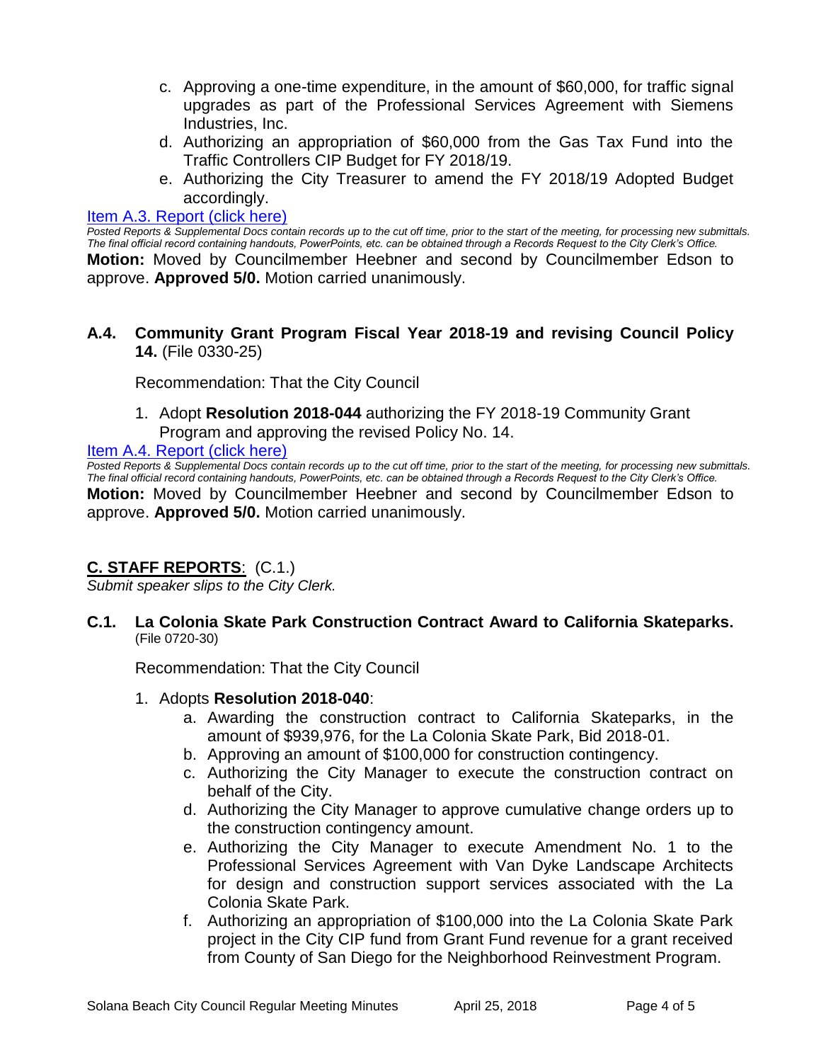c. Approving a one-time expenditure, in the amount of $60,000, for traffic signal upgrades as part of the Professional Services Agreement with Siemens Industries, Inc.
d. Authorizing an appropriation of $60,000 from the Gas Tax Fund into the Traffic Controllers CIP Budget for FY 2018/19.
e. Authorizing the City Treasurer to amend the FY 2018/19 Adopted Budget accordingly.

Item A.3. Report (click here)

*Posted Reports & Supplemental Docs contain records up to the cut off time, prior to the start of the meeting, for processing new submittals. The final official record containing handouts, PowerPoints, etc. can be obtained through a Records Request to the City Clerk's Office.*

**Motion:** Moved by Councilmember Heebner and second by Councilmember Edson to approve. **Approved 5/0.** Motion carried unanimously.

### A.4. Community Grant Program Fiscal Year 2018-19 and revising Council Policy 14. (File 0330-25)

Recommendation: That the City Council

1. Adopt **Resolution 2018-044** authorizing the FY 2018-19 Community Grant Program and approving the revised Policy No. 14.

Item A.4. Report (click here)

*Posted Reports & Supplemental Docs contain records up to the cut off time, prior to the start of the meeting, for processing new submittals. The final official record containing handouts, PowerPoints, etc. can be obtained through a Records Request to the City Clerk's Office.*

**Motion:** Moved by Councilmember Heebner and second by Councilmember Edson to approve. **Approved 5/0.** Motion carried unanimously.

## C. STAFF REPORTS: (C.1.)

*Submit speaker slips to the City Clerk.*

### C.1. La Colonia Skate Park Construction Contract Award to California Skateparks. (File 0720-30)

Recommendation: That the City Council

1. Adopts **Resolution 2018-040**:
   a. Awarding the construction contract to California Skateparks, in the amount of $939,976, for the La Colonia Skate Park, Bid 2018-01.
   b. Approving an amount of $100,000 for construction contingency.
   c. Authorizing the City Manager to execute the construction contract on behalf of the City.
   d. Authorizing the City Manager to approve cumulative change orders up to the construction contingency amount.
   e. Authorizing the City Manager to execute Amendment No. 1 to the Professional Services Agreement with Van Dyke Landscape Architects for design and construction support services associated with the La Colonia Skate Park.
   f. Authorizing an appropriation of $100,000 into the La Colonia Skate Park project in the City CIP fund from Grant Fund revenue for a grant received from County of San Diego for the Neighborhood Reinvestment Program.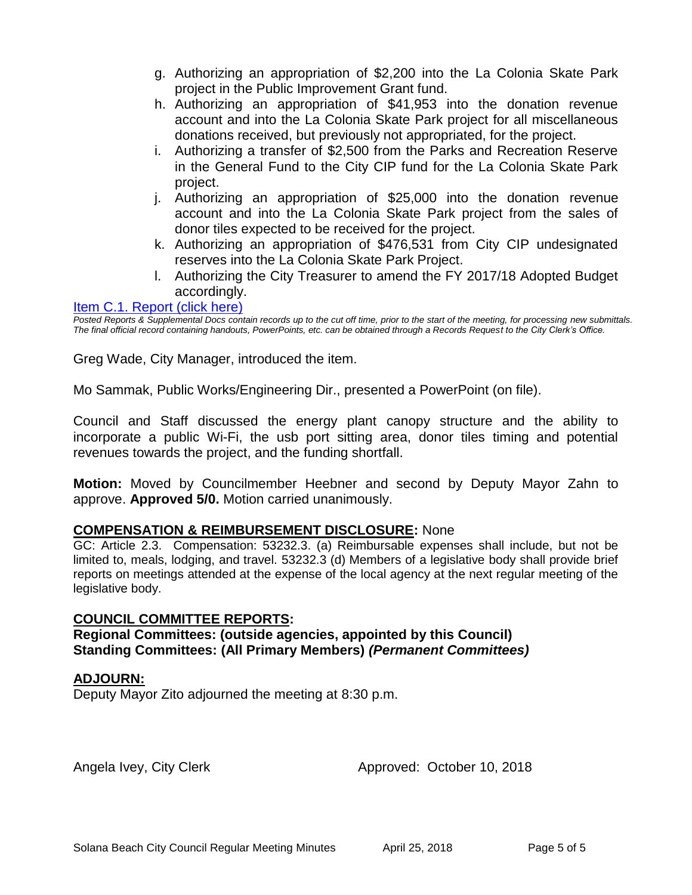g. Authorizing an appropriation of $2,200 into the La Colonia Skate Park project in the Public Improvement Grant fund.
h. Authorizing an appropriation of $41,953 into the donation revenue account and into the La Colonia Skate Park project for all miscellaneous donations received, but previously not appropriated, for the project.
i. Authorizing a transfer of $2,500 from the Parks and Recreation Reserve in the General Fund to the City CIP fund for the La Colonia Skate Park project.
j. Authorizing an appropriation of $25,000 into the donation revenue account and into the La Colonia Skate Park project from the sales of donor tiles expected to be received for the project.
k. Authorizing an appropriation of $476,531 from City CIP undesignated reserves into the La Colonia Skate Park Project.
l. Authorizing the City Treasurer to amend the FY 2017/18 Adopted Budget accordingly.

Item C.1. Report (click here)

*Posted Reports & Supplemental Docs contain records up to the cut off time, prior to the start of the meeting, for processing new submittals. The final official record containing handouts, PowerPoints, etc. can be obtained through a Records Request to the City Clerk's Office.*

Greg Wade, City Manager, introduced the item.

Mo Sammak, Public Works/Engineering Dir., presented a PowerPoint (on file).

Council and Staff discussed the energy plant canopy structure and the ability to incorporate a public Wi-Fi, the usb port sitting area, donor tiles timing and potential revenues towards the project, and the funding shortfall.

**Motion:** Moved by Councilmember Heebner and second by Deputy Mayor Zahn to approve. **Approved 5/0.** Motion carried unanimously.

## COMPENSATION & REIMBURSEMENT DISCLOSURE: None

GC: Article 2.3. Compensation: 53232.3. (a) Reimbursable expenses shall include, but not be limited to, meals, lodging, and travel. 53232.3 (d) Members of a legislative body shall provide brief reports on meetings attended at the expense of the local agency at the next regular meeting of the legislative body.

## COUNCIL COMMITTEE REPORTS:

**Regional Committees: (outside agencies, appointed by this Council)**
**Standing Committees: (All Primary Members)** ***(Permanent Committees)***

## ADJOURN:

Deputy Mayor Zito adjourned the meeting at 8:30 p.m.

Angela Ivey, City Clerk

Approved: October 10, 2018